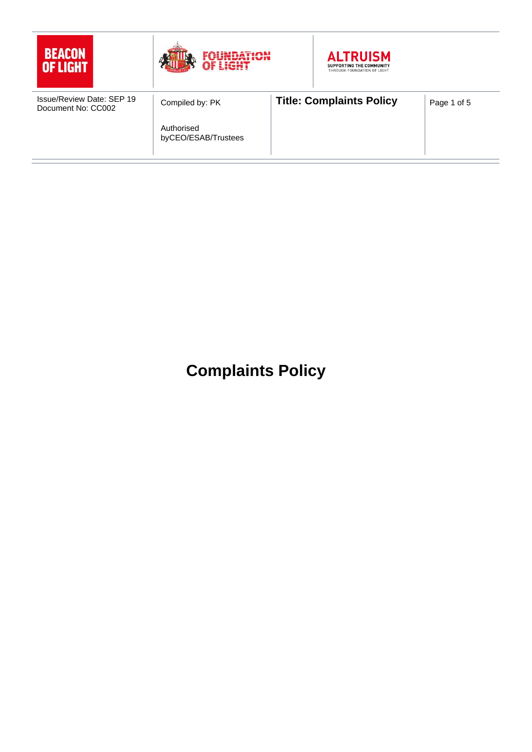# Complaints Policy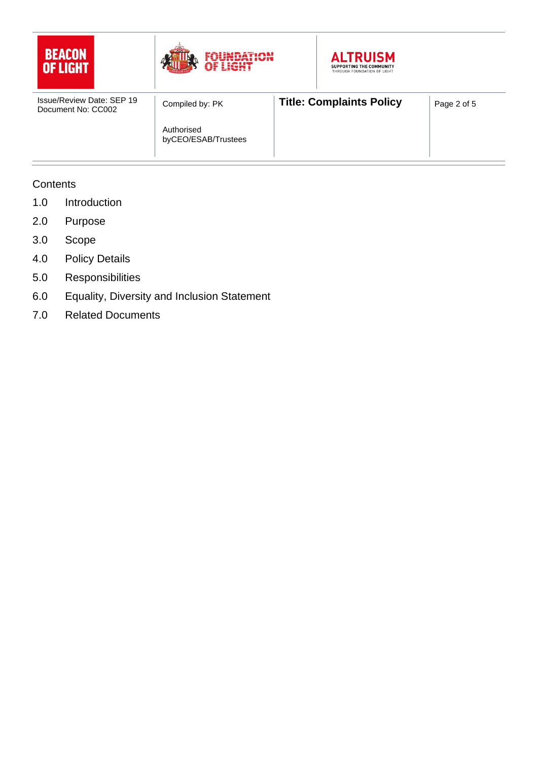Contents

1.0 Introduction

2.0 Purpose

3.0 Scope

4.0 Policy Details

5.0 Responsibilities

6.0 Equality, Diversity and Inclusion Statement

7.0 Related Documents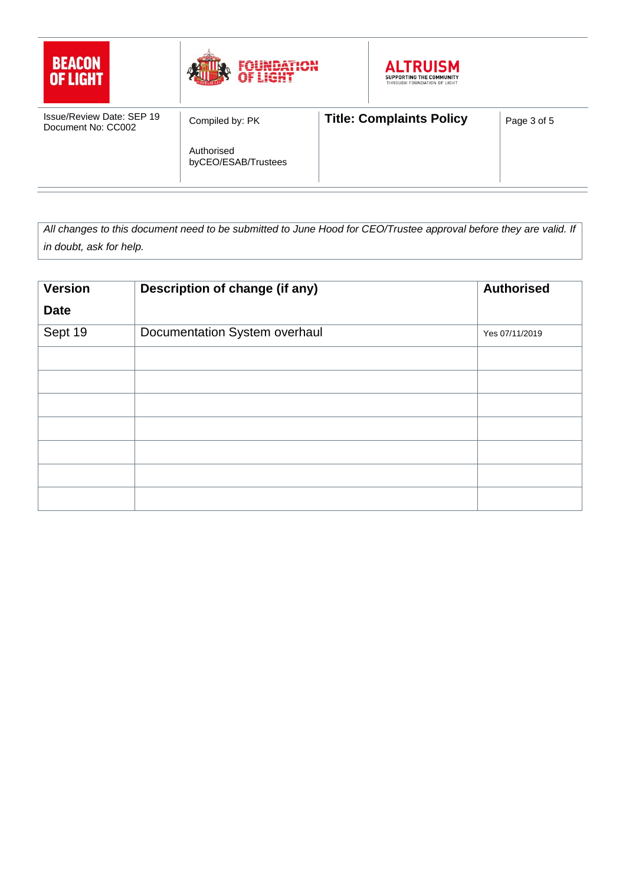*All changes to this document need to be submitted to June Hood for CEO/Trustee approval before they are valid. If in doubt, ask for help.*

| Version Date | Description of change (if any) | Authorised |
|---|---|---|
| Sept 19 | Documentation System overhaul | Yes 07/11/2019 |
| | | |
| | | |
| | | |
| | | |
| | | |
| | | |
| | | |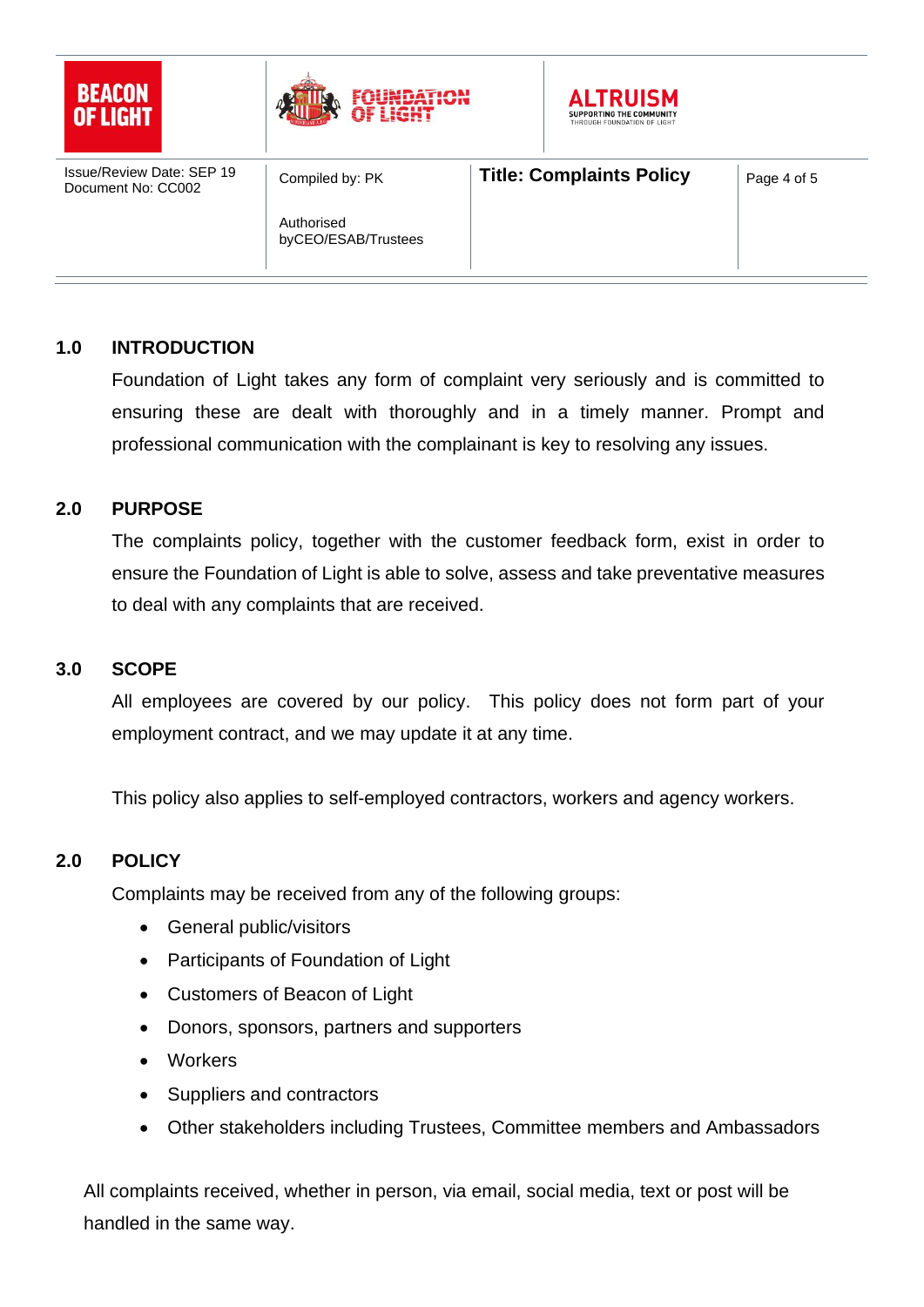## 1.0 INTRODUCTION

Foundation of Light takes any form of complaint very seriously and is committed to ensuring these are dealt with thoroughly and in a timely manner. Prompt and professional communication with the complainant is key to resolving any issues.

## 2.0 PURPOSE

The complaints policy, together with the customer feedback form, exist in order to ensure the Foundation of Light is able to solve, assess and take preventative measures to deal with any complaints that are received.

## 3.0 SCOPE

All employees are covered by our policy. This policy does not form part of your employment contract, and we may update it at any time.

This policy also applies to self-employed contractors, workers and agency workers.

## 2.0 POLICY

Complaints may be received from any of the following groups:

- General public/visitors
- Participants of Foundation of Light
- Customers of Beacon of Light
- Donors, sponsors, partners and supporters
- Workers
- Suppliers and contractors
- Other stakeholders including Trustees, Committee members and Ambassadors

All complaints received, whether in person, via email, social media, text or post will be handled in the same way.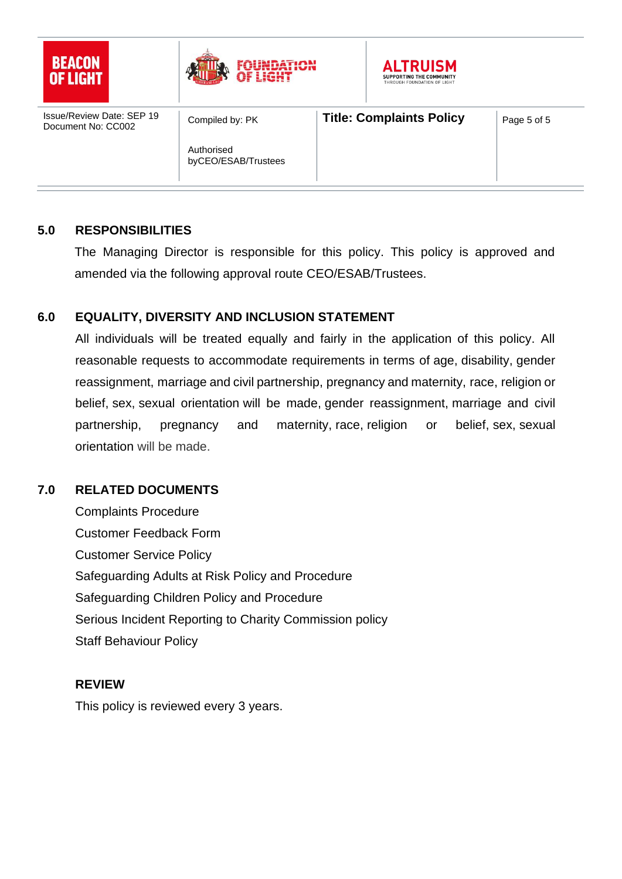## 5.0 RESPONSIBILITIES

The Managing Director is responsible for this policy. This policy is approved and amended via the following approval route CEO/ESAB/Trustees.

## 6.0 EQUALITY, DIVERSITY AND INCLUSION STATEMENT

All individuals will be treated equally and fairly in the application of this policy. All reasonable requests to accommodate requirements in terms of age, disability, gender reassignment, marriage and civil partnership, pregnancy and maternity, race, religion or belief, sex, sexual orientation will be made, gender reassignment, marriage and civil partnership, pregnancy and maternity, race, religion or belief, sex, sexual orientation will be made.

## 7.0 RELATED DOCUMENTS

Complaints Procedure
Customer Feedback Form
Customer Service Policy
Safeguarding Adults at Risk Policy and Procedure
Safeguarding Children Policy and Procedure
Serious Incident Reporting to Charity Commission policy
Staff Behaviour Policy

## REVIEW

This policy is reviewed every 3 years.